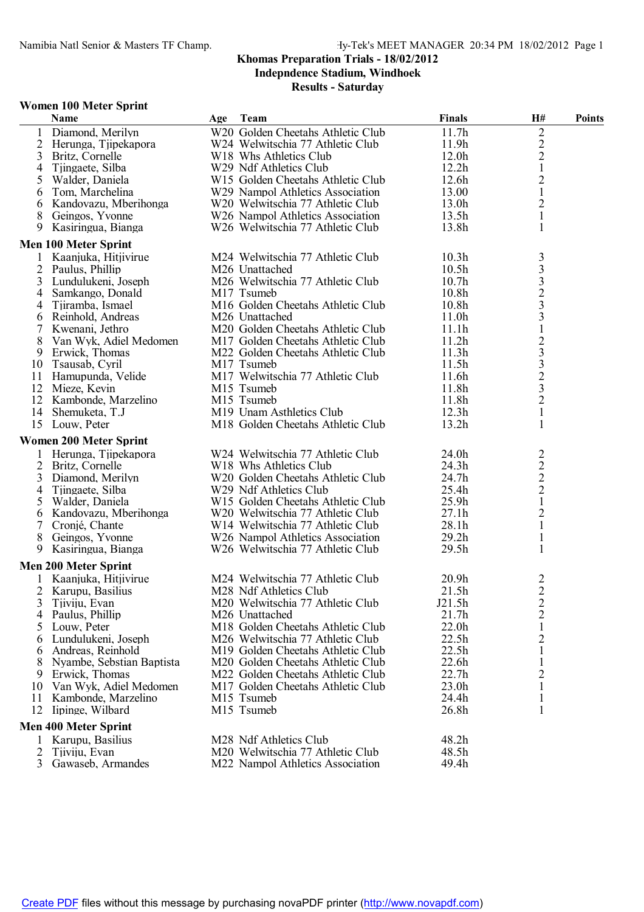**Khomas Preparation Trials - 18/02/2012**
**Indepndence Stadium, Windhoek**
**Results - Saturday**

## Women 100 Meter Sprint

| | Name | Age | Team | Finals | H# | Points |
|---|---|---|---|---|---|---|
| 1 | Diamond, Merilyn | W20 | Golden Cheetahs Athletic Club | 11.7h | 2 | |
| 2 | Herunga, Tjipekapora | W24 | Welwitschia 77 Athletic Club | 11.9h | 2 | |
| 3 | Britz, Cornelle | W18 | Whs Athletics Club | 12.0h | 2 | |
| 4 | Tjingaete, Silba | W29 | Ndf Athletics Club | 12.2h | 1 | |
| 5 | Walder, Daniela | W15 | Golden Cheetahs Athletic Club | 12.6h | 2 | |
| 6 | Tom, Marchelina | W29 | Nampol Athletics Association | 13.00 | 1 | |
| 6 | Kandovazu, Mberihonga | W20 | Welwitschia 77 Athletic Club | 13.0h | 2 | |
| 8 | Geingos, Yvonne | W26 | Nampol Athletics Association | 13.5h | 1 | |
| 9 | Kasiringua, Bianga | W26 | Welwitschia 77 Athletic Club | 13.8h | 1 | |

## Men 100 Meter Sprint

| | Name | Age | Team | Finals | H# | Points |
|---|---|---|---|---|---|---|
| 1 | Kaanjuka, Hitjivirue | M24 | Welwitschia 77 Athletic Club | 10.3h | 3 | |
| 2 | Paulus, Phillip | M26 | Unattached | 10.5h | 3 | |
| 3 | Lundulukeni, Joseph | M26 | Welwitschia 77 Athletic Club | 10.7h | 3 | |
| 4 | Samkango, Donald | M17 | Tsumeb | 10.8h | 2 | |
| 4 | Tjiramba, Ismael | M16 | Golden Cheetahs Athletic Club | 10.8h | 3 | |
| 6 | Reinhold, Andreas | M26 | Unattached | 11.0h | 3 | |
| 7 | Kwenani, Jethro | M20 | Golden Cheetahs Athletic Club | 11.1h | 1 | |
| 8 | Van Wyk, Adiel Medomen | M17 | Golden Cheetahs Athletic Club | 11.2h | 2 | |
| 9 | Erwick, Thomas | M22 | Golden Cheetahs Athletic Club | 11.3h | 3 | |
| 10 | Tsausab, Cyril | M17 | Tsumeb | 11.5h | 3 | |
| 11 | Hamupunda, Velide | M17 | Welwitschia 77 Athletic Club | 11.6h | 2 | |
| 12 | Mieze, Kevin | M15 | Tsumeb | 11.8h | 3 | |
| 12 | Kambonde, Marzelino | M15 | Tsumeb | 11.8h | 2 | |
| 14 | Shemuketa, T.J | M19 | Unam Asthletics Club | 12.3h | 1 | |
| 15 | Louw, Peter | M18 | Golden Cheetahs Athletic Club | 13.2h | 1 | |

## Women 200 Meter Sprint

| | Name | Age | Team | Finals | H# | Points |
|---|---|---|---|---|---|---|
| 1 | Herunga, Tjipekapora | W24 | Welwitschia 77 Athletic Club | 24.0h | 2 | |
| 2 | Britz, Cornelle | W18 | Whs Athletics Club | 24.3h | 2 | |
| 3 | Diamond, Merilyn | W20 | Golden Cheetahs Athletic Club | 24.7h | 2 | |
| 4 | Tjingaete, Silba | W29 | Ndf Athletics Club | 25.4h | 2 | |
| 5 | Walder, Daniela | W15 | Golden Cheetahs Athletic Club | 25.9h | 1 | |
| 6 | Kandovazu, Mberihonga | W20 | Welwitschia 77 Athletic Club | 27.1h | 2 | |
| 7 | Cronjé, Chante | W14 | Welwitschia 77 Athletic Club | 28.1h | 1 | |
| 8 | Geingos, Yvonne | W26 | Nampol Athletics Association | 29.2h | 1 | |
| 9 | Kasiringua, Bianga | W26 | Welwitschia 77 Athletic Club | 29.5h | 1 | |

## Men 200 Meter Sprint

| | Name | Age | Team | Finals | H# | Points |
|---|---|---|---|---|---|---|
| 1 | Kaanjuka, Hitjivirue | M24 | Welwitschia 77 Athletic Club | 20.9h | 2 | |
| 2 | Karupu, Basilius | M28 | Ndf Athletics Club | 21.5h | 2 | |
| 3 | Tjiviju, Evan | M20 | Welwitschia 77 Athletic Club | J21.5h | 2 | |
| 4 | Paulus, Phillip | M26 | Unattached | 21.7h | 2 | |
| 5 | Louw, Peter | M18 | Golden Cheetahs Athletic Club | 22.0h | 1 | |
| 6 | Lundulukeni, Joseph | M26 | Welwitschia 77 Athletic Club | 22.5h | 2 | |
| 6 | Andreas, Reinhold | M19 | Golden Cheetahs Athletic Club | 22.5h | 1 | |
| 8 | Nyambe, Sebstian Baptista | M20 | Golden Cheetahs Athletic Club | 22.6h | 1 | |
| 9 | Erwick, Thomas | M22 | Golden Cheetahs Athletic Club | 22.7h | 2 | |
| 10 | Van Wyk, Adiel Medomen | M17 | Golden Cheetahs Athletic Club | 23.0h | 1 | |
| 11 | Kambonde, Marzelino | M15 | Tsumeb | 24.4h | 1 | |
| 12 | Iipinge, Wilbard | M15 | Tsumeb | 26.8h | 1 | |

## Men 400 Meter Sprint

| | Name | Age | Team | Finals | H# | Points |
|---|---|---|---|---|---|---|
| 1 | Karupu, Basilius | M28 | Ndf Athletics Club | 48.2h | | |
| 2 | Tjiviju, Evan | M20 | Welwitschia 77 Athletic Club | 48.5h | | |
| 3 | Gawaseb, Armandes | M22 | Nampol Athletics Association | 49.4h | | |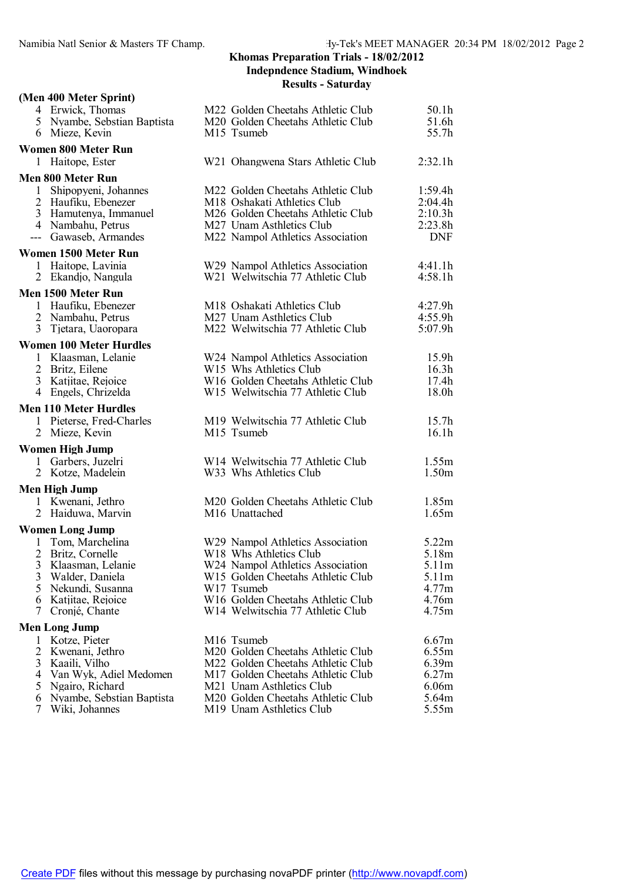**Khomas Preparation Trials - 18/02/2012**
**Indepndence Stadium, Windhoek**
**Results - Saturday**

**(Men 400 Meter Sprint)**

| | Name | Age | Team | Finals |
|---|---|---|---|---|
| 4 | Erwick, Thomas | M22 | Golden Cheetahs Athletic Club | 50.1h |
| 5 | Nyambe, Sebstian Baptista | M20 | Golden Cheetahs Athletic Club | 51.6h |
| 6 | Mieze, Kevin | M15 | Tsumeb | 55.7h |

**Women 800 Meter Run**

| | Name | Age | Team | Finals |
|---|---|---|---|---|
| 1 | Haitope, Ester | W21 | Ohangwena Stars Athletic Club | 2:32.1h |

**Men 800 Meter Run**

| | Name | Age | Team | Finals |
|---|---|---|---|---|
| 1 | Shipopyeni, Johannes | M22 | Golden Cheetahs Athletic Club | 1:59.4h |
| 2 | Haufiku, Ebenezer | M18 | Oshakati Athletics Club | 2:04.4h |
| 3 | Hamutenya, Immanuel | M26 | Golden Cheetahs Athletic Club | 2:10.3h |
| 4 | Nambahu, Petrus | M27 | Unam Asthletics Club | 2:23.8h |
| --- | Gawaseb, Armandes | M22 | Nampol Athletics Association | DNF |

**Women 1500 Meter Run**

| | Name | Age | Team | Finals |
|---|---|---|---|---|
| 1 | Haitope, Lavinia | W29 | Nampol Athletics Association | 4:41.1h |
| 2 | Ekandjo, Nangula | W21 | Welwitschia 77 Athletic Club | 4:58.1h |

**Men 1500 Meter Run**

| | Name | Age | Team | Finals |
|---|---|---|---|---|
| 1 | Haufiku, Ebenezer | M18 | Oshakati Athletics Club | 4:27.9h |
| 2 | Nambahu, Petrus | M27 | Unam Asthletics Club | 4:55.9h |
| 3 | Tjetara, Uaoropara | M22 | Welwitschia 77 Athletic Club | 5:07.9h |

**Women 100 Meter Hurdles**

| | Name | Age | Team | Finals |
|---|---|---|---|---|
| 1 | Klaasman, Lelanie | W24 | Nampol Athletics Association | 15.9h |
| 2 | Britz, Eilene | W15 | Whs Athletics Club | 16.3h |
| 3 | Katjitae, Rejoice | W16 | Golden Cheetahs Athletic Club | 17.4h |
| 4 | Engels, Chrizelda | W15 | Welwitschia 77 Athletic Club | 18.0h |

**Men 110 Meter Hurdles**

| | Name | Age | Team | Finals |
|---|---|---|---|---|
| 1 | Pieterse, Fred-Charles | M19 | Welwitschia 77 Athletic Club | 15.7h |
| 2 | Mieze, Kevin | M15 | Tsumeb | 16.1h |

**Women High Jump**

| | Name | Age | Team | Finals |
|---|---|---|---|---|
| 1 | Garbers, Juzelri | W14 | Welwitschia 77 Athletic Club | 1.55m |
| 2 | Kotze, Madelein | W33 | Whs Athletics Club | 1.50m |

**Men High Jump**

| | Name | Age | Team | Finals |
|---|---|---|---|---|
| 1 | Kwenani, Jethro | M20 | Golden Cheetahs Athletic Club | 1.85m |
| 2 | Haiduwa, Marvin | M16 | Unattached | 1.65m |

**Women Long Jump**

| | Name | Age | Team | Finals |
|---|---|---|---|---|
| 1 | Tom, Marchelina | W29 | Nampol Athletics Association | 5.22m |
| 2 | Britz, Cornelle | W18 | Whs Athletics Club | 5.18m |
| 3 | Klaasman, Lelanie | W24 | Nampol Athletics Association | 5.11m |
| 3 | Walder, Daniela | W15 | Golden Cheetahs Athletic Club | 5.11m |
| 5 | Nekundi, Susanna | W17 | Tsumeb | 4.77m |
| 6 | Katjitae, Rejoice | W16 | Golden Cheetahs Athletic Club | 4.76m |
| 7 | Cronjé, Chante | W14 | Welwitschia 77 Athletic Club | 4.75m |

**Men Long Jump**

| | Name | Age | Team | Finals |
|---|---|---|---|---|
| 1 | Kotze, Pieter | M16 | Tsumeb | 6.67m |
| 2 | Kwenani, Jethro | M20 | Golden Cheetahs Athletic Club | 6.55m |
| 3 | Kaaili, Vilho | M22 | Golden Cheetahs Athletic Club | 6.39m |
| 4 | Van Wyk, Adiel Medomen | M17 | Golden Cheetahs Athletic Club | 6.27m |
| 5 | Ngairo, Richard | M21 | Unam Asthletics Club | 6.06m |
| 6 | Nyambe, Sebstian Baptista | M20 | Golden Cheetahs Athletic Club | 5.64m |
| 7 | Wiki, Johannes | M19 | Unam Asthletics Club | 5.55m |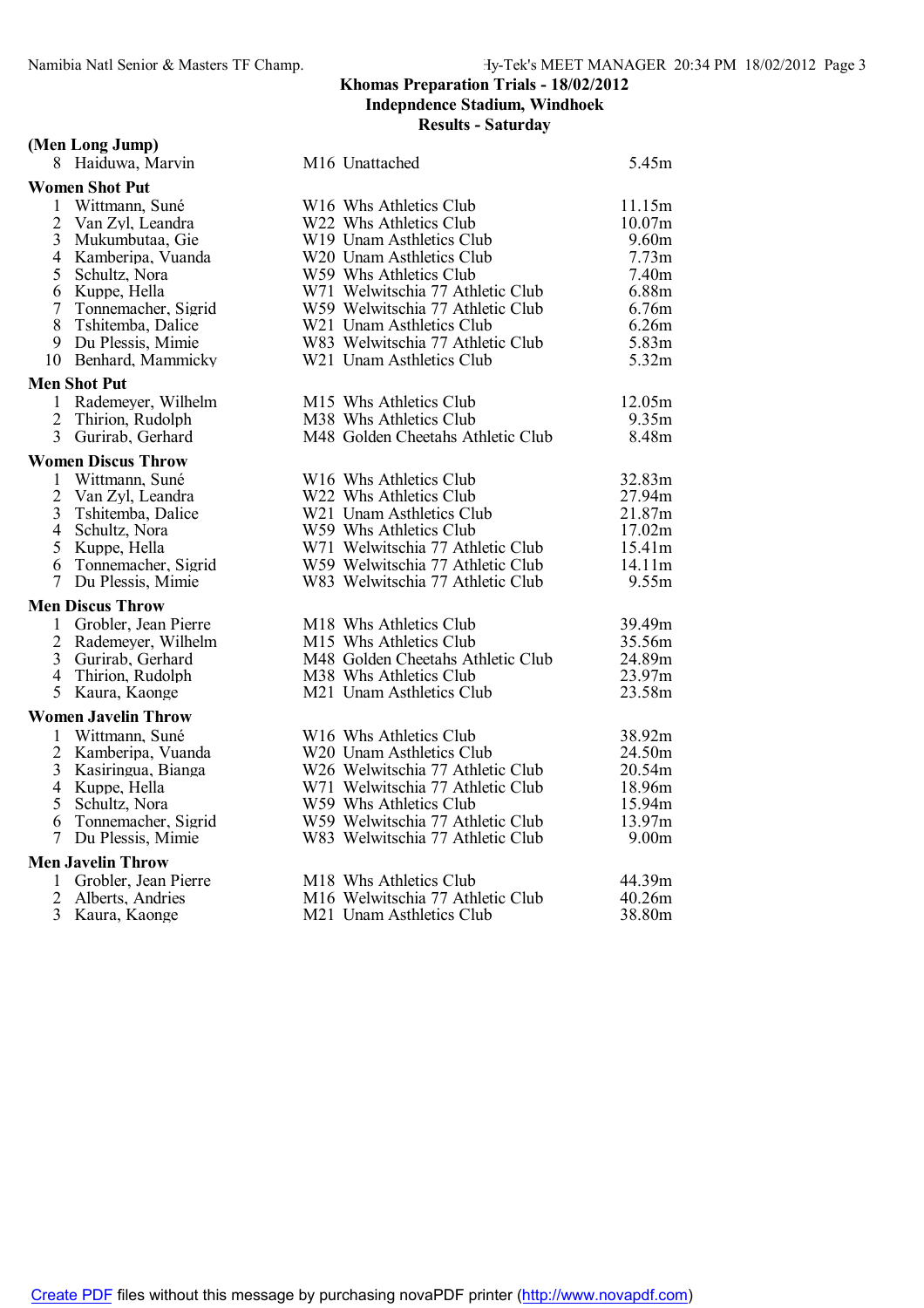# Khomas Preparation Trials - 18/02/2012
## Indepndence Stadium, Windhoek
## Results - Saturday

### (Men Long Jump)

| | | | | |
|---|---|---|---|---|
| 8 | Haiduwa, Marvin | M16 | Unattached | 5.45m |

### Women Shot Put

| | | | | |
|---|---|---|---|---|
| 1 | Wittmann, Suné | W16 | Whs Athletics Club | 11.15m |
| 2 | Van Zyl, Leandra | W22 | Whs Athletics Club | 10.07m |
| 3 | Mukumbutaa, Gie | W19 | Unam Asthletics Club | 9.60m |
| 4 | Kamberipa, Vuanda | W20 | Unam Asthletics Club | 7.73m |
| 5 | Schultz, Nora | W59 | Whs Athletics Club | 7.40m |
| 6 | Kuppe, Hella | W71 | Welwitschia 77 Athletic Club | 6.88m |
| 7 | Tonnemacher, Sigrid | W59 | Welwitschia 77 Athletic Club | 6.76m |
| 8 | Tshitemba, Dalice | W21 | Unam Asthletics Club | 6.26m |
| 9 | Du Plessis, Mimie | W83 | Welwitschia 77 Athletic Club | 5.83m |
| 10 | Benhard, Mammicky | W21 | Unam Asthletics Club | 5.32m |

### Men Shot Put

| | | | | |
|---|---|---|---|---|
| 1 | Rademeyer, Wilhelm | M15 | Whs Athletics Club | 12.05m |
| 2 | Thirion, Rudolph | M38 | Whs Athletics Club | 9.35m |
| 3 | Gurirab, Gerhard | M48 | Golden Cheetahs Athletic Club | 8.48m |

### Women Discus Throw

| | | | | |
|---|---|---|---|---|
| 1 | Wittmann, Suné | W16 | Whs Athletics Club | 32.83m |
| 2 | Van Zyl, Leandra | W22 | Whs Athletics Club | 27.94m |
| 3 | Tshitemba, Dalice | W21 | Unam Asthletics Club | 21.87m |
| 4 | Schultz, Nora | W59 | Whs Athletics Club | 17.02m |
| 5 | Kuppe, Hella | W71 | Welwitschia 77 Athletic Club | 15.41m |
| 6 | Tonnemacher, Sigrid | W59 | Welwitschia 77 Athletic Club | 14.11m |
| 7 | Du Plessis, Mimie | W83 | Welwitschia 77 Athletic Club | 9.55m |

### Men Discus Throw

| | | | | |
|---|---|---|---|---|
| 1 | Grobler, Jean Pierre | M18 | Whs Athletics Club | 39.49m |
| 2 | Rademeyer, Wilhelm | M15 | Whs Athletics Club | 35.56m |
| 3 | Gurirab, Gerhard | M48 | Golden Cheetahs Athletic Club | 24.89m |
| 4 | Thirion, Rudolph | M38 | Whs Athletics Club | 23.97m |
| 5 | Kaura, Kaonge | M21 | Unam Asthletics Club | 23.58m |

### Women Javelin Throw

| | | | | |
|---|---|---|---|---|
| 1 | Wittmann, Suné | W16 | Whs Athletics Club | 38.92m |
| 2 | Kamberipa, Vuanda | W20 | Unam Asthletics Club | 24.50m |
| 3 | Kasiringua, Bianga | W26 | Welwitschia 77 Athletic Club | 20.54m |
| 4 | Kuppe, Hella | W71 | Welwitschia 77 Athletic Club | 18.96m |
| 5 | Schultz, Nora | W59 | Whs Athletics Club | 15.94m |
| 6 | Tonnemacher, Sigrid | W59 | Welwitschia 77 Athletic Club | 13.97m |
| 7 | Du Plessis, Mimie | W83 | Welwitschia 77 Athletic Club | 9.00m |

### Men Javelin Throw

| | | | | |
|---|---|---|---|---|
| 1 | Grobler, Jean Pierre | M18 | Whs Athletics Club | 44.39m |
| 2 | Alberts, Andries | M16 | Welwitschia 77 Athletic Club | 40.26m |
| 3 | Kaura, Kaonge | M21 | Unam Asthletics Club | 38.80m |